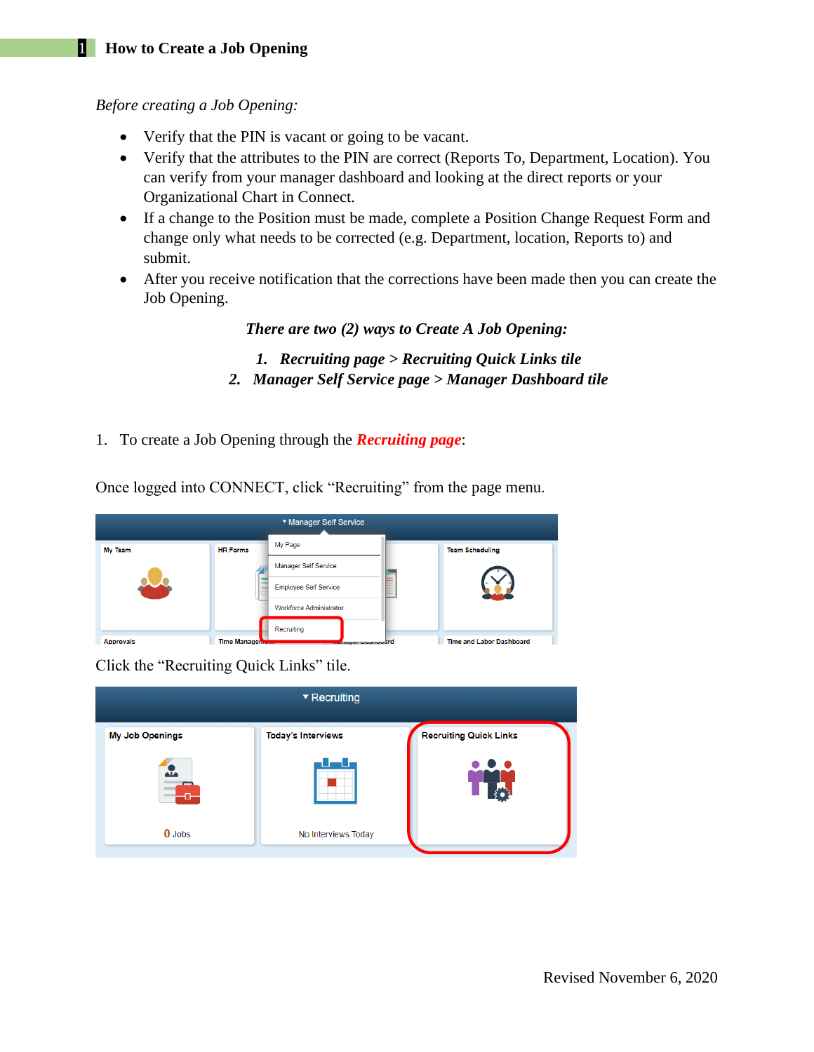# 1 How to Create a Job Opening

*Before creating a Job Opening:*

- Verify that the PIN is vacant or going to be vacant.
- Verify that the attributes to the PIN are correct (Reports To, Department, Location). You can verify from your manager dashboard and looking at the direct reports or your Organizational Chart in Connect.
- If a change to the Position must be made, complete a Position Change Request Form and change only what needs to be corrected (e.g. Department, location, Reports to) and submit.
- After you receive notification that the corrections have been made then you can create the Job Opening.

***There are two (2) ways to Create A Job Opening:***

1. ***Recruiting page > Recruiting Quick Links tile***
2. ***Manager Self Service page > Manager Dashboard tile***

1. To create a Job Opening through the ***Recruiting page***:

Once logged into CONNECT, click "Recruiting" from the page menu.

Click the "Recruiting Quick Links" tile.

Revised November 6, 2020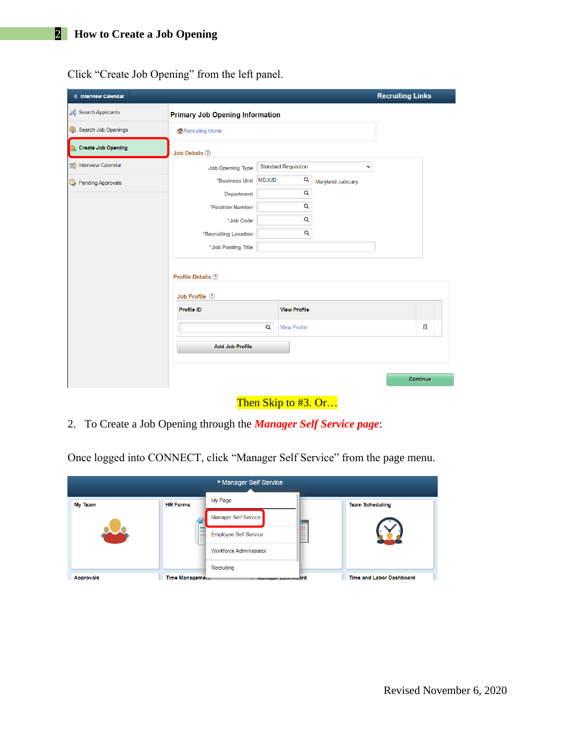## How to Create a Job Opening

Click "Create Job Opening" from the left panel.

Then Skip to #3. Or…

2. To Create a Job Opening through the ***Manager Self Service page***:

Once logged into CONNECT, click "Manager Self Service" from the page menu.

Revised November 6, 2020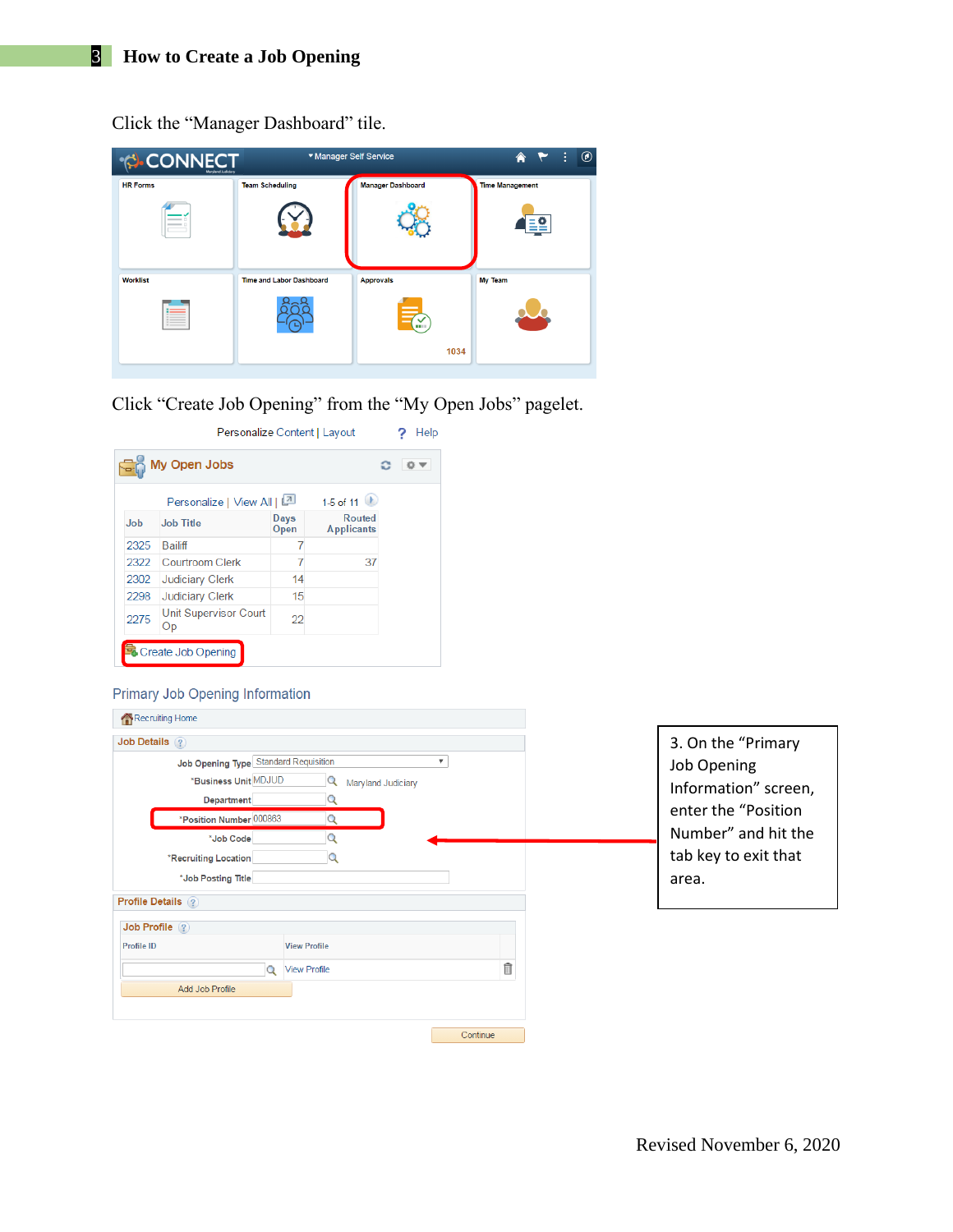# 3 How to Create a Job Opening

Click the "Manager Dashboard" tile.

Click "Create Job Opening" from the "My Open Jobs" pagelet.

3. On the "Primary Job Opening Information" screen, enter the "Position Number" and hit the tab key to exit that area.

Revised November 6, 2020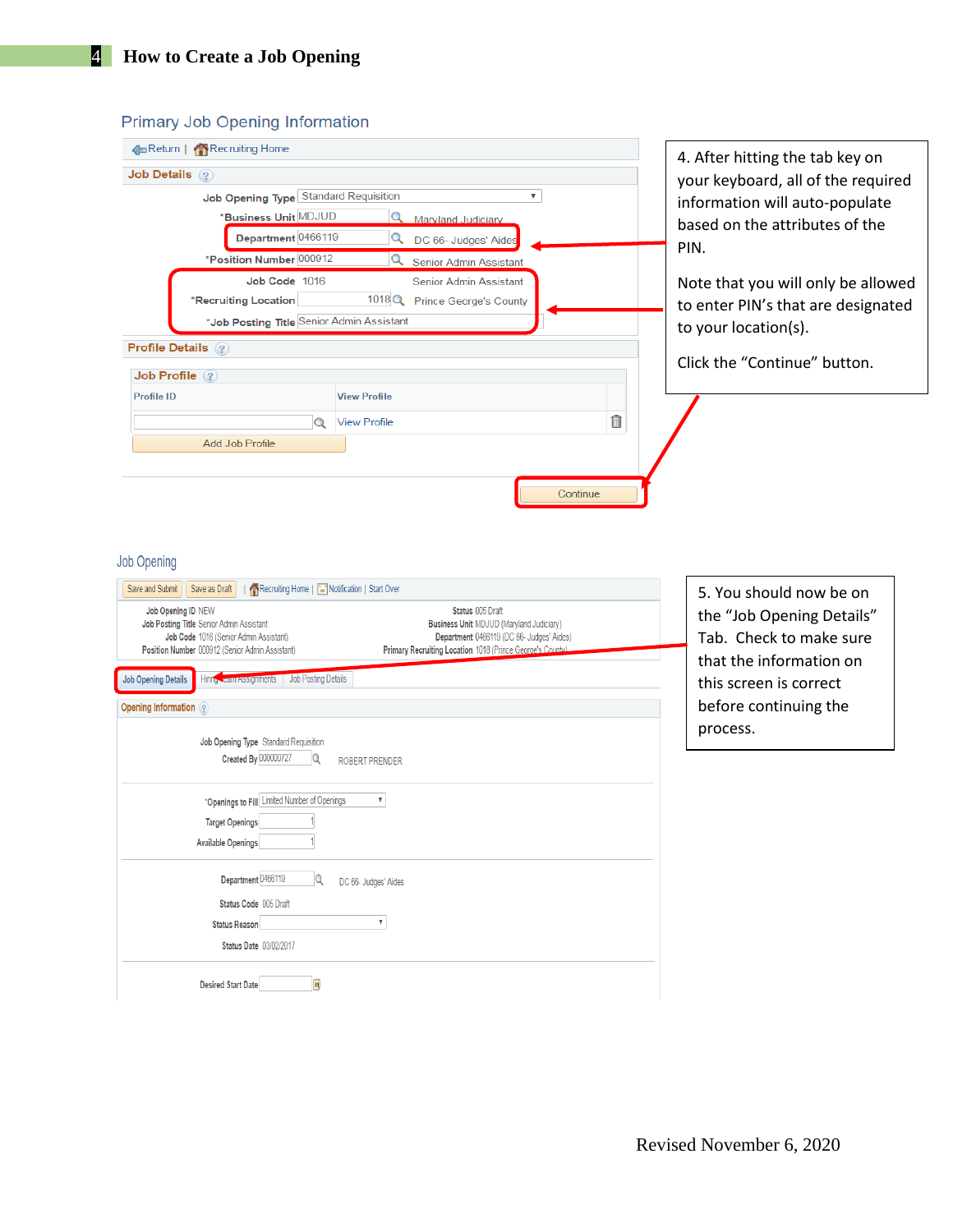# 4 How to Create a Job Opening

## Primary Job Opening Information

Return | Recruiting Home

**Job Details**

Job Opening Type: Standard Requisition

*Business Unit: MDJUD — Maryland Judiciary

Department: 0466119 — DC 66- Judges' Aides

*Position Number: 000912 — Senior Admin Assistant

Job Code: 1016 — Senior Admin Assistant

*Recruiting Location: 1018 — Prince George's County

*Job Posting Title: Senior Admin Assistant

**Profile Details**

**Job Profile**

| Profile ID | View Profile |
|---|---|
| | View Profile |

Add Job Profile

Continue

4. After hitting the tab key on your keyboard, all of the required information will auto-populate based on the attributes of the PIN.

Note that you will only be allowed to enter PIN's that are designated to your location(s).

Click the "Continue" button.

## Job Opening

Save and Submit | Save as Draft | Recruiting Home | Notification | Start Over

Job Opening ID: NEW

Job Posting Title: Senior Admin Assistant

Job Code: 1016 (Senior Admin Assistant)

Position Number: 000912 (Senior Admin Assistant)

Status: 005 Draft

Business Unit: MDJUD (Maryland Judiciary)

Department: 0466119 (DC 66- Judges' Aides)

Primary Recruiting Location: 1018 (Prince George's County)

Job Opening Details | Hiring Team Assignments | Job Posting Details

**Opening Information**

Job Opening Type: Standard Requisition

Created By: 000000727 — ROBERT PRENDER

*Openings to Fill: Limited Number of Openings

Target Openings: 1

Available Openings: 1

Department: 0466119 — DC 66- Judges' Aides

Status Code: 005 Draft

Status Reason:

Status Date: 03/02/2017

Desired Start Date:

5. You should now be on the "Job Opening Details" Tab. Check to make sure that the information on this screen is correct before continuing the process.

Revised November 6, 2020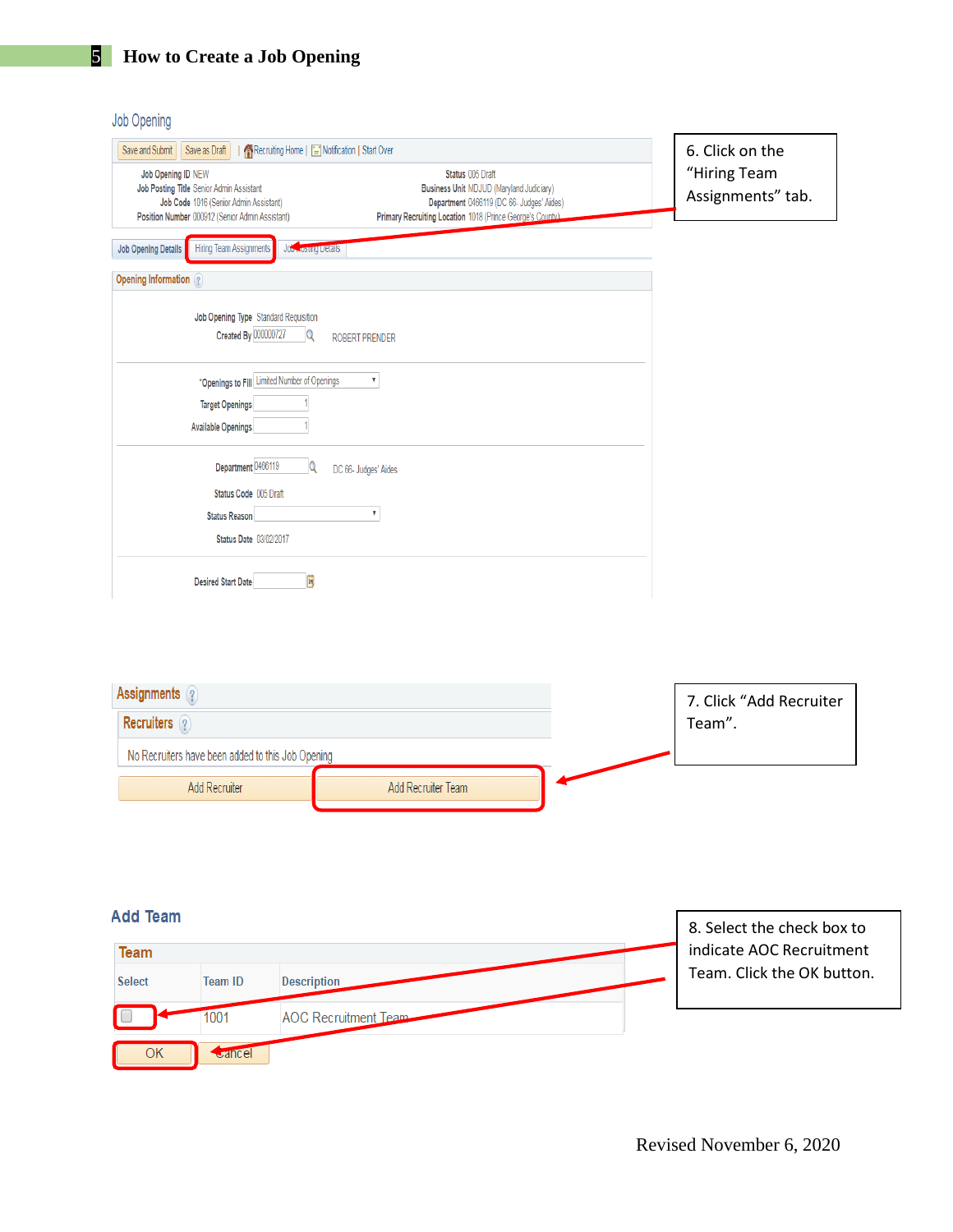# How to Create a Job Opening

Job Opening

Save and Submit | Save as Draft | Recruiting Home | Notification | Start Over

Job Opening ID NEW
Job Posting Title Senior Admin Assistant
Job Code 1016 (Senior Admin Assistant)
Position Number 000912 (Senior Admin Assistant)

Status 005 Draft
Business Unit MDJUD (Maryland Judiciary)
Department 0466119 (DC 66- Judges' Aides)
Primary Recruiting Location 1018 (Prince George's County)

Job Opening Details | Hiring Team Assignments | Job Posting Details

Opening Information

Job Opening Type Standard Requisition
Created By 000000727 ROBERT PRENDER

*Openings to Fill Limited Number of Openings
Target Openings 1
Available Openings 1

Department 0466119 DC 66- Judges' Aides
Status Code 005 Draft
Status Reason
Status Date 03/02/2017

Desired Start Date

6. Click on the "Hiring Team Assignments" tab.

Assignments

Recruiters

No Recruiters have been added to this Job Opening

Add Recruiter | Add Recruiter Team

7. Click "Add Recruiter Team".

Add Team

Team

| Select | Team ID | Description |
| --- | --- | --- |
| ☐ | 1001 | AOC Recruitment Team |

OK | Cancel

8. Select the check box to indicate AOC Recruitment Team. Click the OK button.

Revised November 6, 2020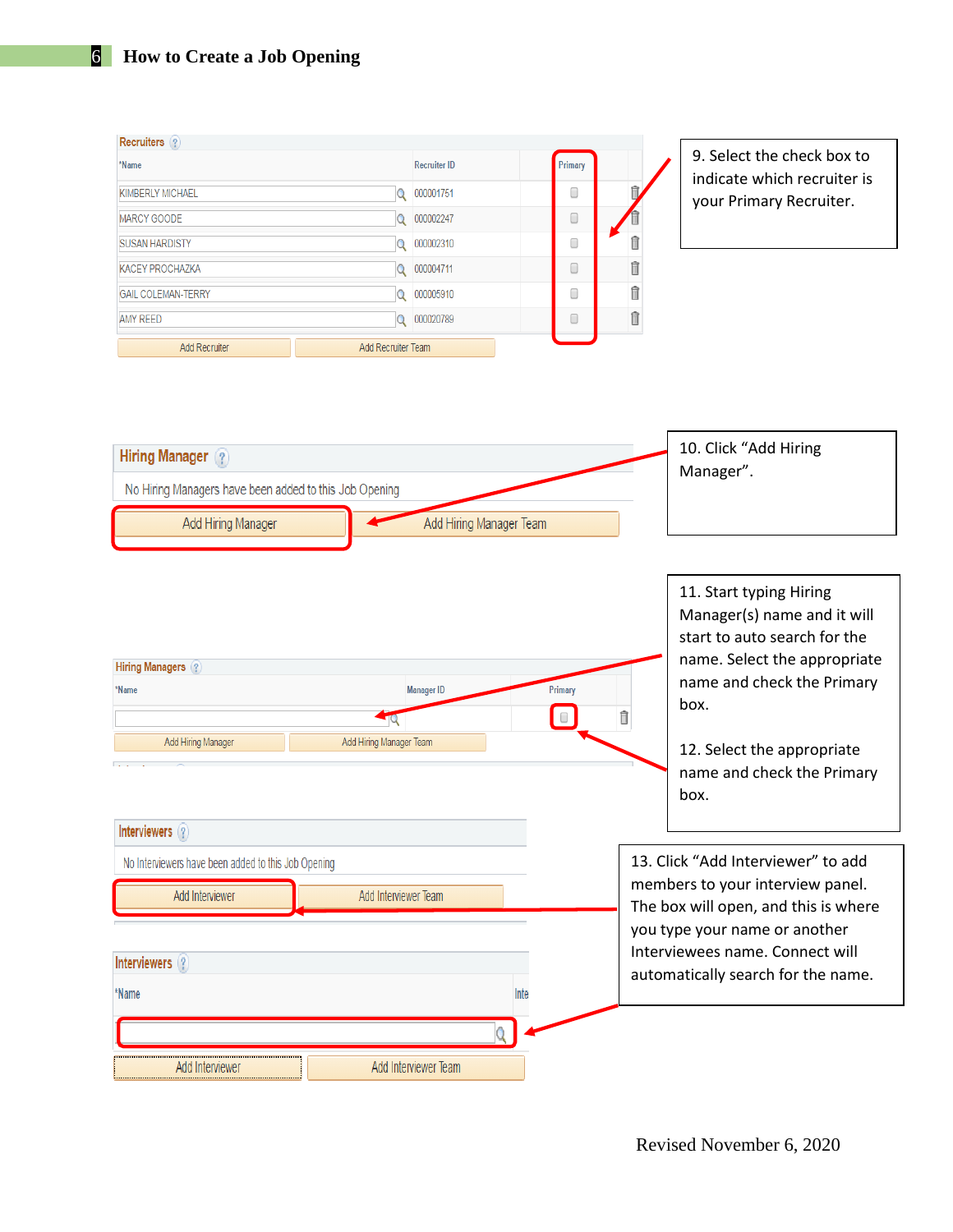# How to Create a Job Opening

**Recruiters**

| *Name | Recruiter ID | Primary |
|---|---|---|
| KIMBERLY MICHAEL | 000001751 | |
| MARCY GOODE | 000002247 | |
| SUSAN HARDISTY | 000002310 | |
| KACEY PROCHAZKA | 000004711 | |
| GAIL COLEMAN-TERRY | 000005910 | |
| AMY REED | 000020789 | |

Add Recruiter | Add Recruiter Team

9. Select the check box to indicate which recruiter is your Primary Recruiter.

**Hiring Manager**

No Hiring Managers have been added to this Job Opening

Add Hiring Manager | Add Hiring Manager Team

10. Click "Add Hiring Manager".

**Hiring Managers**

| *Name | Manager ID | Primary |
|---|---|---|
| | | |

Add Hiring Manager | Add Hiring Manager Team

11. Start typing Hiring Manager(s) name and it will start to auto search for the name. Select the appropriate name and check the Primary box.

12. Select the appropriate name and check the Primary box.

**Interviewers**

No Interviewers have been added to this Job Opening

Add Interviewer | Add Interviewer Team

**Interviewers**

*Name

Add Interviewer | Add Interviewer Team

13. Click "Add Interviewer" to add members to your interview panel. The box will open, and this is where you type your name or another Interviewees name. Connect will automatically search for the name.

Revised November 6, 2020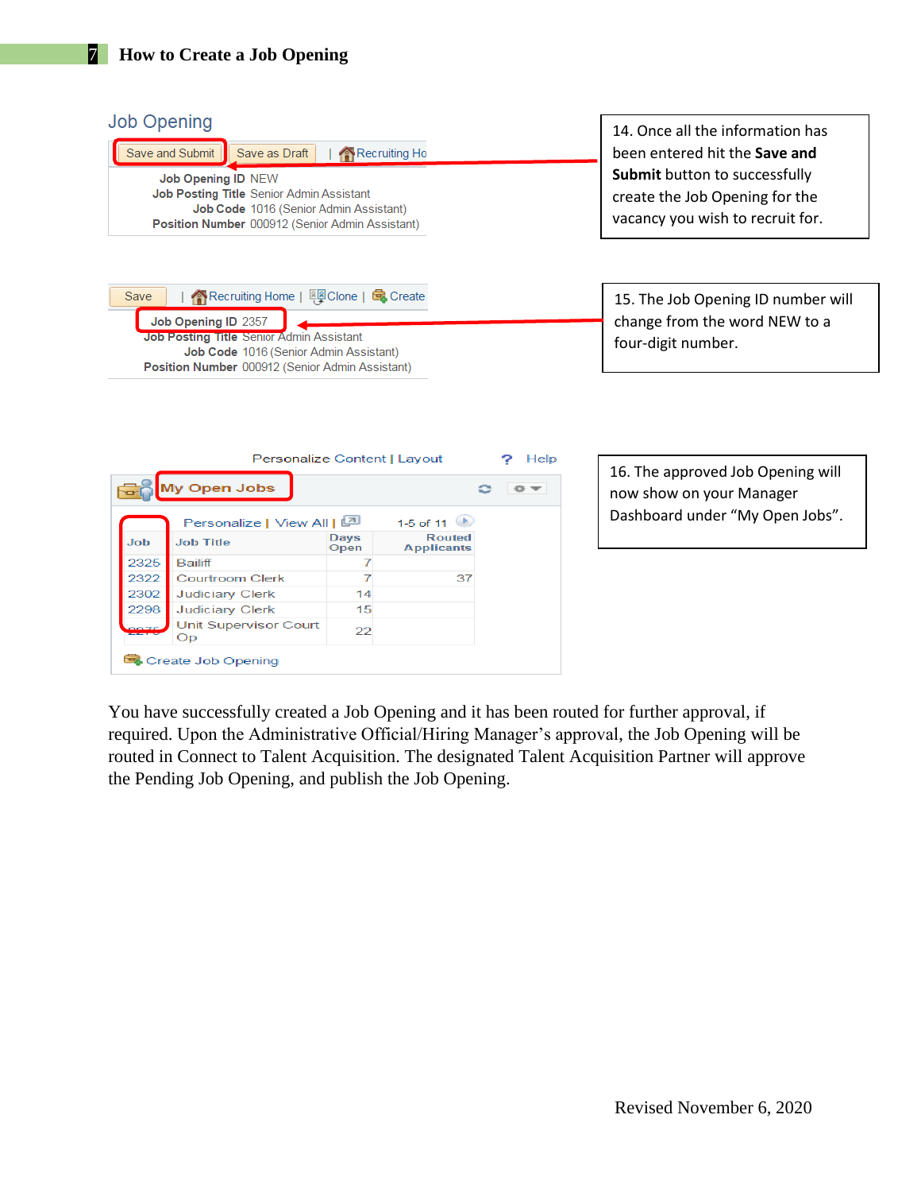## 7 How to Create a Job Opening

Job Opening

Save and Submit | Save as Draft | Recruiting Ho

Job Opening ID NEW
Job Posting Title Senior Admin Assistant
Job Code 1016 (Senior Admin Assistant)
Position Number 000912 (Senior Admin Assistant)

14. Once all the information has been entered hit the **Save and Submit** button to successfully create the Job Opening for the vacancy you wish to recruit for.

Save | Recruiting Home | Clone | Create

Job Opening ID 2357
Job Posting Title Senior Admin Assistant
Job Code 1016 (Senior Admin Assistant)
Position Number 000912 (Senior Admin Assistant)

15. The Job Opening ID number will change from the word NEW to a four-digit number.

Personalize Content | Layout ? Help

My Open Jobs

Personalize | View All | 1-5 of 11

| Job | Job Title | Days Open | Routed Applicants |
|---|---|---|---|
| 2325 | Bailiff | 7 | |
| 2322 | Courtroom Clerk | 7 | 37 |
| 2302 | Judiciary Clerk | 14 | |
| 2298 | Judiciary Clerk | 15 | |
| 2275 | Unit Supervisor Court Op | 22 | |

Create Job Opening

16. The approved Job Opening will now show on your Manager Dashboard under "My Open Jobs".

You have successfully created a Job Opening and it has been routed for further approval, if required. Upon the Administrative Official/Hiring Manager's approval, the Job Opening will be routed in Connect to Talent Acquisition. The designated Talent Acquisition Partner will approve the Pending Job Opening, and publish the Job Opening.

Revised November 6, 2020